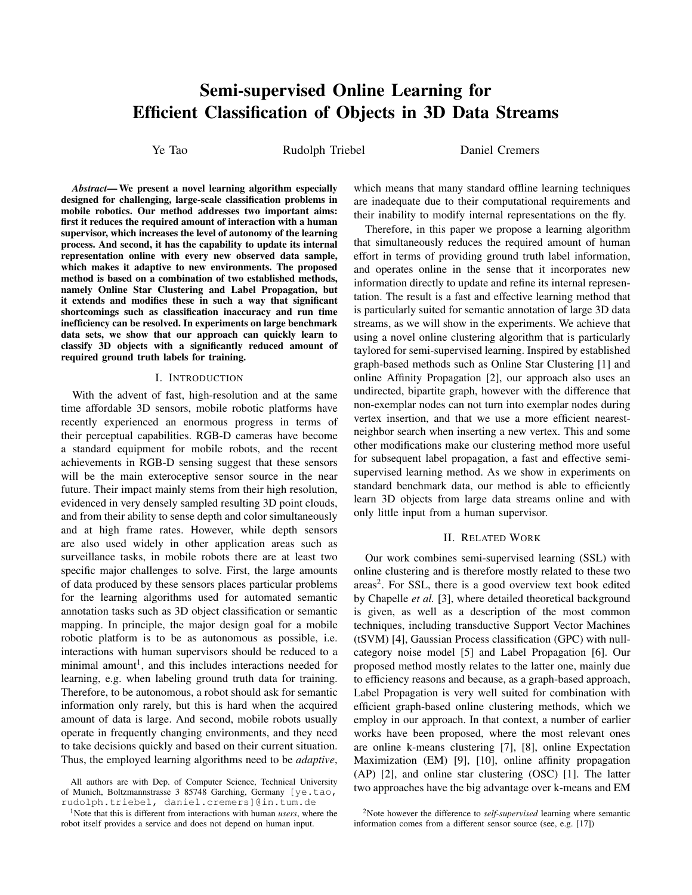# Semi-supervised Online Learning for Efficient Classification of Objects in 3D Data Streams

Ye Tao    Rudolph Triebel    Daniel Cremers

***Abstract*— We present a novel learning algorithm especially designed for challenging, large-scale classification problems in mobile robotics. Our method addresses two important aims: first it reduces the required amount of interaction with a human supervisor, which increases the level of autonomy of the learning process. And second, it has the capability to update its internal representation online with every new observed data sample, which makes it adaptive to new environments. The proposed method is based on a combination of two established methods, namely Online Star Clustering and Label Propagation, but it extends and modifies these in such a way that significant shortcomings such as classification inaccuracy and run time inefficiency can be resolved. In experiments on large benchmark data sets, we show that our approach can quickly learn to classify 3D objects with a significantly reduced amount of required ground truth labels for training.**

## I. Introduction

With the advent of fast, high-resolution and at the same time affordable 3D sensors, mobile robotic platforms have recently experienced an enormous progress in terms of their perceptual capabilities. RGB-D cameras have become a standard equipment for mobile robots, and the recent achievements in RGB-D sensing suggest that these sensors will be the main exteroceptive sensor source in the near future. Their impact mainly stems from their high resolution, evidenced in very densely sampled resulting 3D point clouds, and from their ability to sense depth and color simultaneously and at high frame rates. However, while depth sensors are also used widely in other application areas such as surveillance tasks, in mobile robots there are at least two specific major challenges to solve. First, the large amounts of data produced by these sensors places particular problems for the learning algorithms used for automated semantic annotation tasks such as 3D object classification or semantic mapping. In principle, the major design goal for a mobile robotic platform is to be as autonomous as possible, i.e. interactions with human supervisors should be reduced to a minimal amount[1], and this includes interactions needed for learning, e.g. when labeling ground truth data for training. Therefore, to be autonomous, a robot should ask for semantic information only rarely, but this is hard when the acquired amount of data is large. And second, mobile robots usually operate in frequently changing environments, and they need to take decisions quickly and based on their current situation. Thus, the employed learning algorithms need to be *adaptive*, which means that many standard offline learning techniques are inadequate due to their computational requirements and their inability to modify internal representations on the fly.

Therefore, in this paper we propose a learning algorithm that simultaneously reduces the required amount of human effort in terms of providing ground truth label information, and operates online in the sense that it incorporates new information directly to update and refine its internal representation. The result is a fast and effective learning method that is particularly suited for semantic annotation of large 3D data streams, as we will show in the experiments. We achieve that using a novel online clustering algorithm that is particularly taylored for semi-supervised learning. Inspired by established graph-based methods such as Online Star Clustering [1] and online Affinity Propagation [2], our approach also uses an undirected, bipartite graph, however with the difference that non-exemplar nodes can not turn into exemplar nodes during vertex insertion, and that we use a more efficient nearest-neighbor search when inserting a new vertex. This and some other modifications make our clustering method more useful for subsequent label propagation, a fast and effective semi-supervised learning method. As we show in experiments on standard benchmark data, our method is able to efficiently learn 3D objects from large data streams online and with only little input from a human supervisor.

## II. Related Work

Our work combines semi-supervised learning (SSL) with online clustering and is therefore mostly related to these two areas[2]. For SSL, there is a good overview text book edited by Chapelle *et al.* [3], where detailed theoretical background is given, as well as a description of the most common techniques, including transductive Support Vector Machines (tSVM) [4], Gaussian Process classification (GPC) with null-category noise model [5] and Label Propagation [6]. Our proposed method mostly relates to the latter one, mainly due to efficiency reasons and because, as a graph-based approach, Label Propagation is very well suited for combination with efficient graph-based online clustering methods, which we employ in our approach. In that context, a number of earlier works have been proposed, where the most relevant ones are online k-means clustering [7], [8], online Expectation Maximization (EM) [9], [10], online affinity propagation (AP) [2], and online star clustering (OSC) [1]. The latter two approaches have the big advantage over k-means and EM

All authors are with Dep. of Computer Science, Technical University of Munich, Boltzmannstrasse 3 85748 Garching, Germany [ye.tao, rudolph.triebel, daniel.cremers]@in.tum.de

[1]Note that this is different from interactions with human *users*, where the robot itself provides a service and does not depend on human input.

[2]Note however the difference to *self-supervised* learning where semantic information comes from a different sensor source (see, e.g. [17])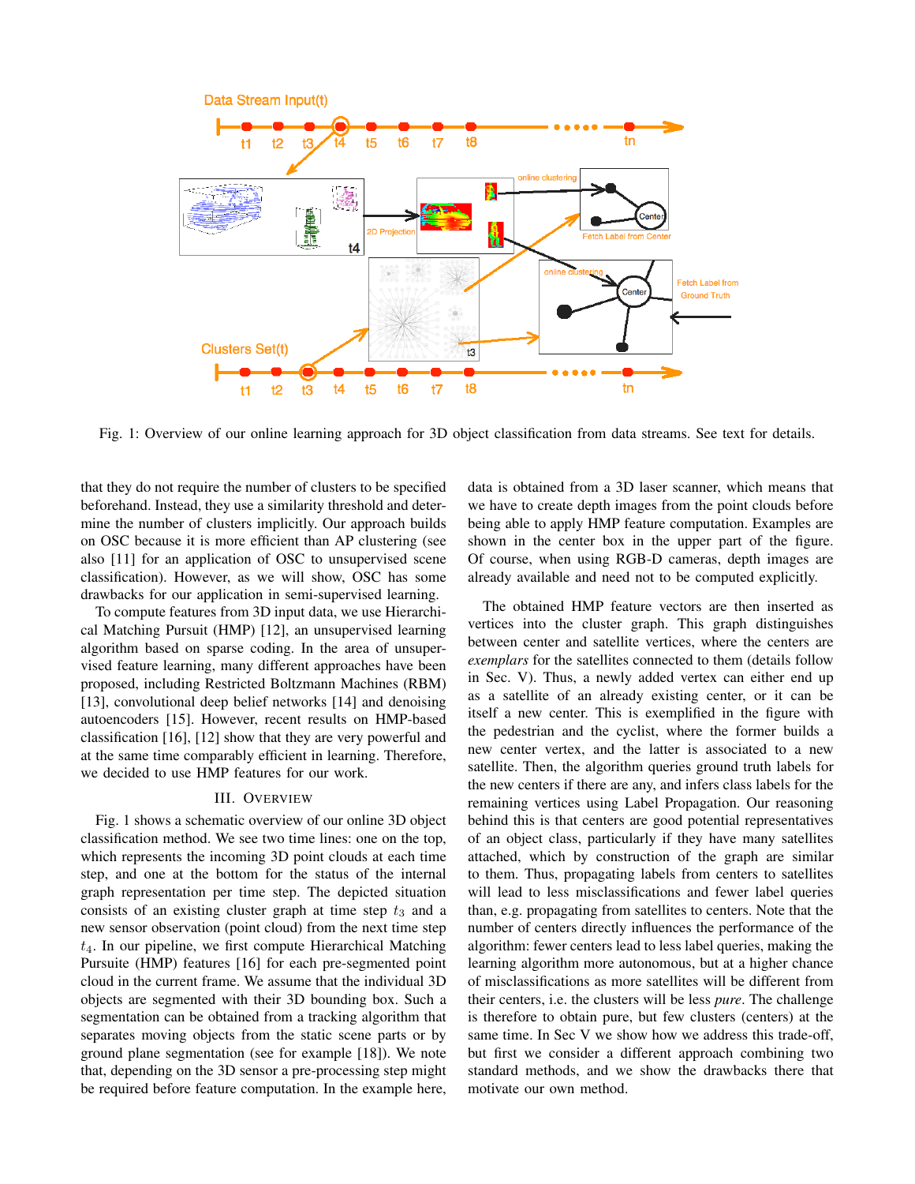Data Stream Input(t)

t1 t2 t3 t4 t5 t6 t7 t8 tn

t4

2D Projection

online clustering

Center

Fetch Label from Center

online clustering

Center

Fetch Label from Ground Truth

t3

Clusters Set(t)

t1 t2 t3 t4 t5 t6 t7 t8 tn

Fig. 1: Overview of our online learning approach for 3D object classification from data streams. See text for details.

that they do not require the number of clusters to be specified beforehand. Instead, they use a similarity threshold and determine the number of clusters implicitly. Our approach builds on OSC because it is more efficient than AP clustering (see also [11] for an application of OSC to unsupervised scene classification). However, as we will show, OSC has some drawbacks for our application in semi-supervised learning.

To compute features from 3D input data, we use Hierarchical Matching Pursuit (HMP) [12], an unsupervised learning algorithm based on sparse coding. In the area of unsupervised feature learning, many different approaches have been proposed, including Restricted Boltzmann Machines (RBM) [13], convolutional deep belief networks [14] and denoising autoencoders [15]. However, recent results on HMP-based classification [16], [12] show that they are very powerful and at the same time comparably efficient in learning. Therefore, we decided to use HMP features for our work.

## III. Overview

Fig. 1 shows a schematic overview of our online 3D object classification method. We see two time lines: one on the top, which represents the incoming 3D point clouds at each time step, and one at the bottom for the status of the internal graph representation per time step. The depicted situation consists of an existing cluster graph at time step $t_3$ and a new sensor observation (point cloud) from the next time step $t_4$. In our pipeline, we first compute Hierarchical Matching Pursuite (HMP) features [16] for each pre-segmented point cloud in the current frame. We assume that the individual 3D objects are segmented with their 3D bounding box. Such a segmentation can be obtained from a tracking algorithm that separates moving objects from the static scene parts or by ground plane segmentation (see for example [18]). We note that, depending on the 3D sensor a pre-processing step might be required before feature computation. In the example here, data is obtained from a 3D laser scanner, which means that we have to create depth images from the point clouds before being able to apply HMP feature computation. Examples are shown in the center box in the upper part of the figure. Of course, when using RGB-D cameras, depth images are already available and need not to be computed explicitly.

The obtained HMP feature vectors are then inserted as vertices into the cluster graph. This graph distinguishes between center and satellite vertices, where the centers are *exemplars* for the satellites connected to them (details follow in Sec. V). Thus, a newly added vertex can either end up as a satellite of an already existing center, or it can be itself a new center. This is exemplified in the figure with the pedestrian and the cyclist, where the former builds a new center vertex, and the latter is associated to a new satellite. Then, the algorithm queries ground truth labels for the new centers if there are any, and infers class labels for the remaining vertices using Label Propagation. Our reasoning behind this is that centers are good potential representatives of an object class, particularly if they have many satellites attached, which by construction of the graph are similar to them. Thus, propagating labels from centers to satellites will lead to less misclassifications and fewer label queries than, e.g. propagating from satellites to centers. Note that the number of centers directly influences the performance of the algorithm: fewer centers lead to less label queries, making the learning algorithm more autonomous, but at a higher chance of misclassifications as more satellites will be different from their centers, i.e. the clusters will be less *pure*. The challenge is therefore to obtain pure, but few clusters (centers) at the same time. In Sec V we show how we address this trade-off, but first we consider a different approach combining two standard methods, and we show the drawbacks there that motivate our own method.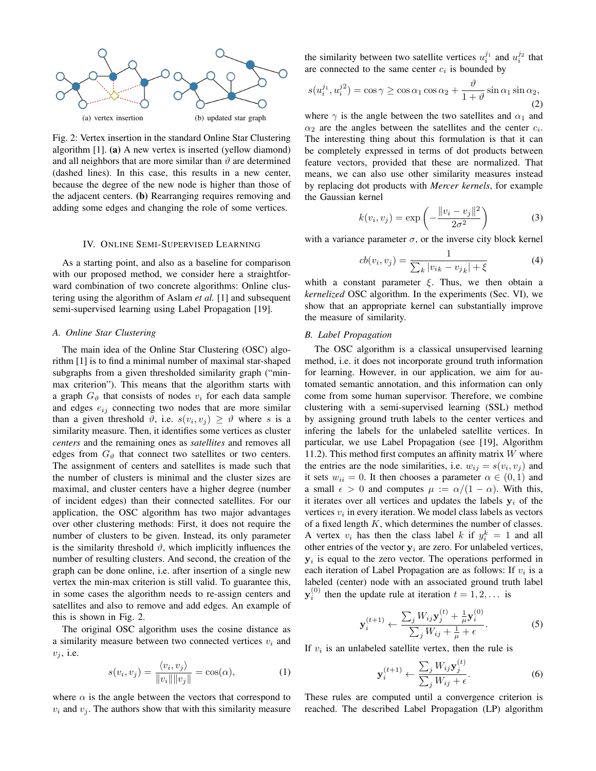(a) vertex insertion (b) updated star graph

Fig. 2: Vertex insertion in the standard Online Star Clustering algorithm [1]. **(a)** A new vertex is inserted (yellow diamond) and all neighbors that are more similar than $\vartheta$ are determined (dashed lines). In this case, this results in a new center, because the degree of the new node is higher than those of the adjacent centers. **(b)** Rearranging requires removing and adding some edges and changing the role of some vertices.

## IV. Online Semi-Supervised Learning

As a starting point, and also as a baseline for comparison with our proposed method, we consider here a straightforward combination of two concrete algorithms: Online clustering using the algorithm of Aslam *et al.* [1] and subsequent semi-supervised learning using Label Propagation [19].

### A. Online Star Clustering

The main idea of the Online Star Clustering (OSC) algorithm [1] is to find a minimal number of maximal star-shaped subgraphs from a given thresholded similarity graph ("min-max criterion"). This means that the algorithm starts with a graph $G_\vartheta$ that consists of nodes $v_i$ for each data sample and edges $e_{ij}$ connecting two nodes that are more similar than a given threshold $\vartheta$, i.e. $s(v_i, v_j) \geq \vartheta$ where $s$ is a similarity measure. Then, it identifies some vertices as cluster *centers* and the remaining ones as *satellites* and removes all edges from $G_\vartheta$ that connect two satellites or two centers. The assignment of centers and satellites is made such that the number of clusters is minimal and the cluster sizes are maximal, and cluster centers have a higher degree (number of incident edges) than their connected satellites. For our application, the OSC algorithm has two major advantages over other clustering methods: First, it does not require the number of clusters to be given. Instead, its only parameter is the similarity threshold $\vartheta$, which implicitly influences the number of resulting clusters. And second, the creation of the graph can be done online, i.e. after insertion of a single new vertex the min-max criterion is still valid. To guarantee this, in some cases the algorithm needs to re-assign centers and satellites and also to remove and add edges. An example of this is shown in Fig. 2.

The original OSC algorithm uses the cosine distance as a similarity measure between two connected vertices $v_i$ and $v_j$, i.e.

$$s(v_i, v_j) = \frac{\langle v_i, v_j \rangle}{\|v_i\| \|v_j\|} = \cos(\alpha), \tag{1}$$

where $\alpha$ is the angle between the vectors that correspond to $v_i$ and $v_j$. The authors show that with this similarity measure the similarity between two satellite vertices $u_i^{j_1}$ and $u_i^{j_2}$ that are connected to the same center $c_i$ is bounded by

$$s(u_i^{j_1}, u_i^{j2}) = \cos\gamma \geq \cos\alpha_1 \cos\alpha_2 + \frac{\vartheta}{1+\vartheta} \sin\alpha_1 \sin\alpha_2, \tag{2}$$

where $\gamma$ is the angle between the two satellites and $\alpha_1$ and $\alpha_2$ are the angles between the satellites and the center $c_i$. The interesting thing about this formulation is that it can be completely expressed in terms of dot products between feature vectors, provided that these are normalized. That means, we can also use other similarity measures instead by replacing dot products with *Mercer kernels*, for example the Gaussian kernel

$$k(v_i, v_j) = \exp\left(-\frac{\|v_i - v_j\|^2}{2\sigma^2}\right) \tag{3}$$

with a variance parameter $\sigma$, or the inverse city block kernel

$$cb(v_i, v_j) = \frac{1}{\sum_k |v_{ik} - v_{jk}| + \xi} \tag{4}$$

whith a constant parameter $\xi$. Thus, we then obtain a *kernelized* OSC algorithm. In the experiments (Sec. VI), we show that an appropriate kernel can substantially improve the measure of similarity.

### B. Label Propagation

The OSC algorithm is a classical unsupervised learning method, i.e. it does not incorporate ground truth information for learning. However, in our application, we aim for automated semantic annotation, and this information can only come from some human supervisor. Therefore, we combine clustering with a semi-supervised learning (SSL) method by assigning ground truth labels to the center vertices and infering the labels for the unlabeled satellite vertices. In particular, we use Label Propagation (see [19], Algorithm 11.2). This method first computes an affinity matrix $W$ where the entries are the node similarities, i.e. $w_{ij} = s(v_i, v_j)$ and it sets $w_{ii} = 0$. It then chooses a parameter $\alpha \in (0, 1)$ and a small $\epsilon > 0$ and computes $\mu := \alpha/(1 - \alpha)$. With this, it iterates over all vertices and updates the labels $\mathbf{y}_i$ of the vertices $v_i$ in every iteration. We model class labels as vectors of a fixed length $K$, which determines the number of classes. A vertex $v_i$ has then the class label $k$ if $y_i^k = 1$ and all other entries of the vector $\mathbf{y}_i$ are zero. For unlabeled vertices, $\mathbf{y}_i$ is equal to the zero vector. The operations performed in each iteration of Label Propagation are as follows: If $v_i$ is a labeled (center) node with an associated ground truth label $\mathbf{y}_i^{(0)}$ then the update rule at iteration $t = 1, 2, \ldots$ is

$$\mathbf{y}_i^{(t+1)} \leftarrow \frac{\sum_j W_{ij}\mathbf{y}_j^{(t)} + \frac{1}{\mu}\mathbf{y}_i^{(0)}}{\sum_j W_{ij} + \frac{1}{\mu} + \epsilon}. \tag{5}$$

If $v_i$ is an unlabeled satellite vertex, then the rule is

$$\mathbf{y}_i^{(t+1)} \leftarrow \frac{\sum_j W_{ij}\mathbf{y}_j^{(t)}}{\sum_j W_{ij} + \epsilon}. \tag{6}$$

These rules are computed until a convergence criterion is reached. The described Label Propagation (LP) algorithm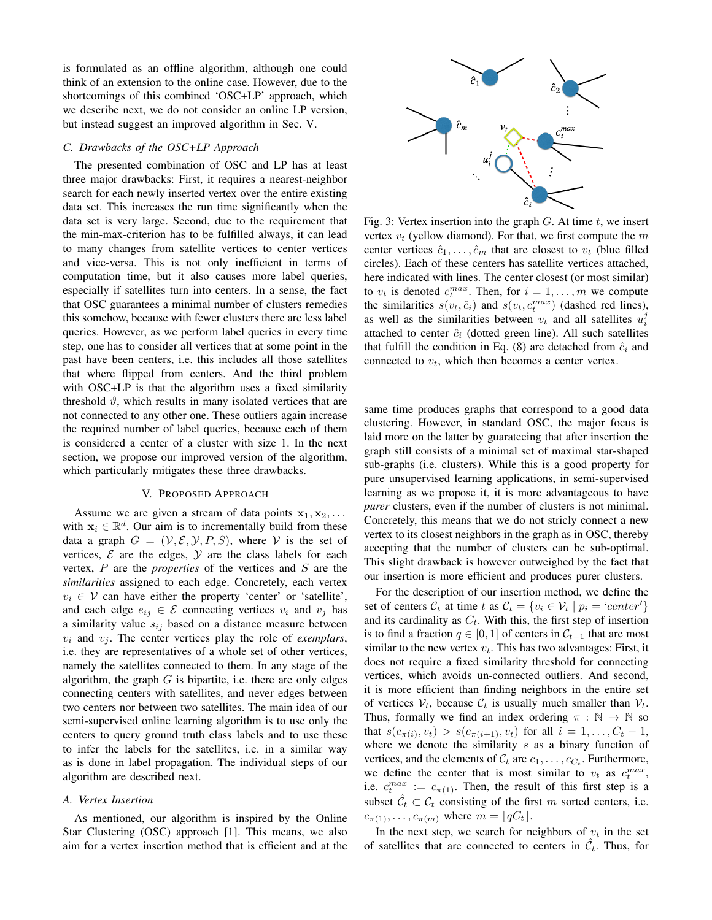is formulated as an offline algorithm, although one could think of an extension to the online case. However, due to the shortcomings of this combined 'OSC+LP' approach, which we describe next, we do not consider an online LP version, but instead suggest an improved algorithm in Sec. V.

### C. Drawbacks of the OSC+LP Approach

The presented combination of OSC and LP has at least three major drawbacks: First, it requires a nearest-neighbor search for each newly inserted vertex over the entire existing data set. This increases the run time significantly when the data set is very large. Second, due to the requirement that the min-max-criterion has to be fulfilled always, it can lead to many changes from satellite vertices to center vertices and vice-versa. This is not only inefficient in terms of computation time, but it also causes more label queries, especially if satellites turn into centers. In a sense, the fact that OSC guarantees a minimal number of clusters remedies this somehow, because with fewer clusters there are less label queries. However, as we perform label queries in every time step, one has to consider all vertices that at some point in the past have been centers, i.e. this includes all those satellites that where flipped from centers. And the third problem with OSC+LP is that the algorithm uses a fixed similarity threshold $\vartheta$, which results in many isolated vertices that are not connected to any other one. These outliers again increase the required number of label queries, because each of them is considered a center of a cluster with size 1. In the next section, we propose our improved version of the algorithm, which particularly mitigates these three drawbacks.

## V. Proposed Approach

Assume we are given a stream of data points $\mathbf{x}_1, \mathbf{x}_2, \ldots$ with $\mathbf{x}_i \in \mathbb{R}^d$. Our aim is to incrementally build from these data a graph $G = (\mathcal{V}, \mathcal{E}, \mathcal{Y}, P, S)$, where $\mathcal{V}$ is the set of vertices, $\mathcal{E}$ are the edges, $\mathcal{Y}$ are the class labels for each vertex, $P$ are the *properties* of the vertices and $S$ are the *similarities* assigned to each edge. Concretely, each vertex $v_i \in \mathcal{V}$ can have either the property 'center' or 'satellite', and each edge $e_{ij} \in \mathcal{E}$ connecting vertices $v_i$ and $v_j$ has a similarity value $s_{ij}$ based on a distance measure between $v_i$ and $v_j$. The center vertices play the role of *exemplars*, i.e. they are representatives of a whole set of other vertices, namely the satellites connected to them. In any stage of the algorithm, the graph $G$ is bipartite, i.e. there are only edges connecting centers with satellites, and never edges between two centers nor between two satellites. The main idea of our semi-supervised online learning algorithm is to use only the centers to query ground truth class labels and to use these to infer the labels for the satellites, i.e. in a similar way as is done in label propagation. The individual steps of our algorithm are described next.

### A. Vertex Insertion

As mentioned, our algorithm is inspired by the Online Star Clustering (OSC) approach [1]. This means, we also aim for a vertex insertion method that is efficient and at the same time produces graphs that correspond to a good data clustering. However, in standard OSC, the major focus is laid more on the latter by guarateeing that after insertion the graph still consists of a minimal set of maximal star-shaped sub-graphs (i.e. clusters). While this is a good property for pure unsupervised learning applications, in semi-supervised learning as we propose it, it is more advantageous to have *purer* clusters, even if the number of clusters is not minimal. Concretely, this means that we do not stricly connect a new vertex to its closest neighbors in the graph as in OSC, thereby accepting that the number of clusters can be sub-optimal. This slight drawback is however outweighed by the fact that our insertion is more efficient and produces purer clusters.

Fig. 3: Vertex insertion into the graph $G$. At time $t$, we insert vertex $v_t$ (yellow diamond). For that, we first compute the $m$ center vertices $\hat{c}_1, \ldots, \hat{c}_m$ that are closest to $v_t$ (blue filled circles). Each of these centers has satellite vertices attached, here indicated with lines. The center closest (or most similar) to $v_t$ is denoted $c_t^{max}$. Then, for $i = 1, \ldots, m$ we compute the similarities $s(v_t, \hat{c}_i)$ and $s(v_t, c_t^{max})$ (dashed red lines), as well as the similarities between $v_t$ and all satellites $u_i^j$ attached to center $\hat{c}_i$ (dotted green line). All such satellites that fulfill the condition in Eq. (8) are detached from $\hat{c}_i$ and connected to $v_t$, which then becomes a center vertex.

For the description of our insertion method, we define the set of centers $\mathcal{C}_t$ at time $t$ as $\mathcal{C}_t = \{v_i \in \mathcal{V}_t \mid p_i = \text{'}center\text{'}\}$ and its cardinality as $C_t$. With this, the first step of insertion is to find a fraction $q \in [0, 1]$ of centers in $\mathcal{C}_{t-1}$ that are most similar to the new vertex $v_t$. This has two advantages: First, it does not require a fixed similarity threshold for connecting vertices, which avoids un-connected outliers. And second, it is more efficient than finding neighbors in the entire set of vertices $\mathcal{V}_t$, because $\mathcal{C}_t$ is usually much smaller than $\mathcal{V}_t$. Thus, formally we find an index ordering $\pi : \mathbb{N} \to \mathbb{N}$ so that $s(c_{\pi(i)}, v_t) > s(c_{\pi(i+1)}, v_t)$ for all $i = 1, \ldots, C_t - 1$, where we denote the similarity $s$ as a binary function of vertices, and the elements of $\mathcal{C}_t$ are $c_1, \ldots, c_{C_t}$. Furthermore, we define the center that is most similar to $v_t$ as $c_t^{max}$, i.e. $c_t^{max} := c_{\pi(1)}$. Then, the result of this first step is a subset $\hat{\mathcal{C}}_t \subset \mathcal{C}_t$ consisting of the first $m$ sorted centers, i.e. $c_{\pi(1)}, \ldots, c_{\pi(m)}$ where $m = \lfloor q C_t \rfloor$.

In the next step, we search for neighbors of $v_t$ in the set of satellites that are connected to centers in $\hat{\mathcal{C}}_t$. Thus, for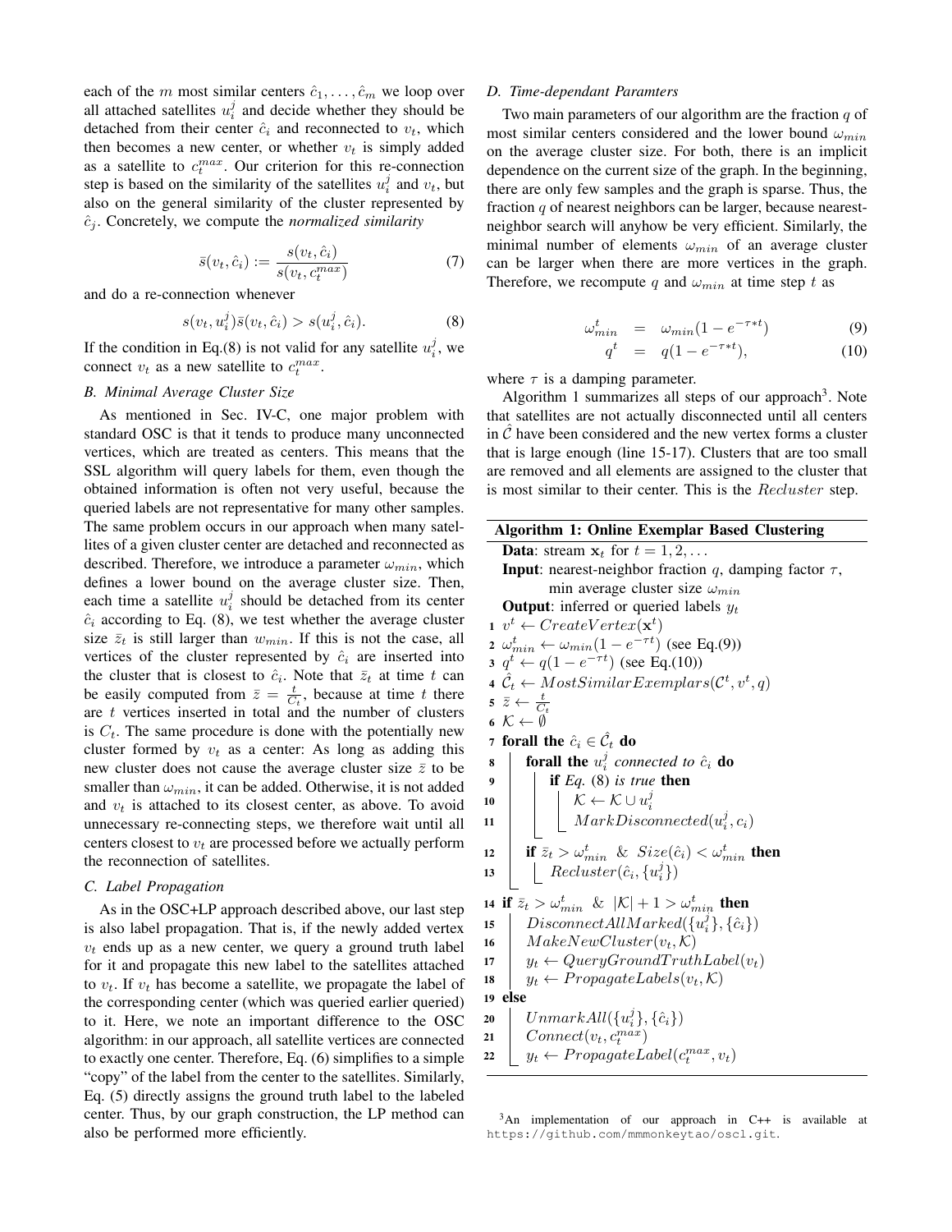each of the $m$ most similar centers $\hat{c}_1, \dots, \hat{c}_m$ we loop over all attached satellites $u_i^j$ and decide whether they should be detached from their center $\hat{c}_i$ and reconnected to $v_t$, which then becomes a new center, or whether $v_t$ is simply added as a satellite to $c_t^{max}$. Our criterion for this re-connection step is based on the similarity of the satellites $u_i^j$ and $v_t$, but also on the general similarity of the cluster represented by $\hat{c}_j$. Concretely, we compute the *normalized similarity*

$$\bar{s}(v_t, \hat{c}_i) := \frac{s(v_t, \hat{c}_i)}{s(v_t, c_t^{max})} \tag{7}$$

and do a re-connection whenever

$$s(v_t, u_i^j)\bar{s}(v_t, \hat{c}_i) > s(u_i^j, \hat{c}_i). \tag{8}$$

If the condition in Eq.(8) is not valid for any satellite $u_i^j$, we connect $v_t$ as a new satellite to $c_t^{max}$.

### B. Minimal Average Cluster Size

As mentioned in Sec. IV-C, one major problem with standard OSC is that it tends to produce many unconnected vertices, which are treated as centers. This means that the SSL algorithm will query labels for them, even though the obtained information is often not very useful, because the queried labels are not representative for many other samples. The same problem occurs in our approach when many satellites of a given cluster center are detached and reconnected as described. Therefore, we introduce a parameter $\omega_{min}$, which defines a lower bound on the average cluster size. Then, each time a satellite $u_i^j$ should be detached from its center $\hat{c}_i$ according to Eq. (8), we test whether the average cluster size $\bar{z}_t$ is still larger than $w_{min}$. If this is not the case, all vertices of the cluster represented by $\hat{c}_i$ are inserted into the cluster that is closest to $\hat{c}_i$. Note that $\bar{z}_t$ at time $t$ can be easily computed from $\bar{z} = \frac{t}{C_t}$, because at time $t$ there are $t$ vertices inserted in total and the number of clusters is $C_t$. The same procedure is done with the potentially new cluster formed by $v_t$ as a center: As long as adding this new cluster does not cause the average cluster size $\bar{z}$ to be smaller than $\omega_{min}$, it can be added. Otherwise, it is not added and $v_t$ is attached to its closest center, as above. To avoid unnecessary re-connecting steps, we therefore wait until all centers closest to $v_t$ are processed before we actually perform the reconnection of satellites.

### C. Label Propagation

As in the OSC+LP approach described above, our last step is also label propagation. That is, if the newly added vertex $v_t$ ends up as a new center, we query a ground truth label for it and propagate this new label to the satellites attached to $v_t$. If $v_t$ has become a satellite, we propagate the label of the corresponding center (which was queried earlier queried) to it. Here, we note an important difference to the OSC algorithm: in our approach, all satellite vertices are connected to exactly one center. Therefore, Eq. (6) simplifies to a simple "copy" of the label from the center to the satellites. Similarly, Eq. (5) directly assigns the ground truth label to the labeled center. Thus, by our graph construction, the LP method can also be performed more efficiently.

### D. Time-dependant Paramters

Two main parameters of our algorithm are the fraction $q$ of most similar centers considered and the lower bound $\omega_{min}$ on the average cluster size. For both, there is an implicit dependence on the current size of the graph. In the beginning, there are only few samples and the graph is sparse. Thus, the fraction $q$ of nearest neighbors can be larger, because nearest-neighbor search will anyhow be very efficient. Similarly, the minimal number of elements $\omega_{min}$ of an average cluster can be larger when there are more vertices in the graph. Therefore, we recompute $q$ and $\omega_{min}$ at time step $t$ as

$$\omega_{min}^t = \omega_{min}(1 - e^{-\tau * t}) \tag{9}$$

$$q^t = q(1 - e^{-\tau * t}), \tag{10}$$

where $\tau$ is a damping parameter.

Algorithm 1 summarizes all steps of our approach[3]. Note that satellites are not actually disconnected until all centers in $\hat{\mathcal{C}}$ have been considered and the new vertex forms a cluster that is large enough (line 15-17). Clusters that are too small are removed and all elements are assigned to the cluster that is most similar to their center. This is the *Recluster* step.

**Algorithm 1: Online Exemplar Based Clustering**

**Data**: stream $\mathbf{x}_t$ for $t = 1, 2, \dots$
**Input**: nearest-neighbor fraction $q$, damping factor $\tau$, min average cluster size $\omega_{min}$
**Output**: inferred or queried labels $y_t$

1. $v^t \leftarrow CreateVertex(\mathbf{x}^t)$
2. $\omega_{min}^t \leftarrow \omega_{min}(1 - e^{-\tau t})$ (see Eq.(9))
3. $q^t \leftarrow q(1 - e^{-\tau t})$ (see Eq.(10))
4. $\hat{\mathcal{C}}_t \leftarrow MostSimilarExemplars(\mathcal{C}^t, v^t, q)$
5. $\bar{z} \leftarrow \frac{t}{C_t}$
6. $\mathcal{K} \leftarrow \emptyset$
7. **forall the** $\hat{c}_i \in \hat{\mathcal{C}}_t$ **do**
8. &emsp;**forall the** $u_i^j$ *connected to* $\hat{c}_i$ **do**
9. &emsp;&emsp;**if** *Eq.* (8) *is true* **then**
10. &emsp;&emsp;&emsp;$\mathcal{K} \leftarrow \mathcal{K} \cup u_i^j$
11. &emsp;&emsp;&emsp;$MarkDisconnected(u_i^j, c_i)$
12. &emsp;**if** $\bar{z}_t > \omega_{min}^t$ & $Size(\hat{c}_i) < \omega_{min}^t$ **then**
13. &emsp;&emsp;$Recluster(\hat{c}_i, \{u_i^j\})$
14. **if** $\bar{z}_t > \omega_{min}^t$ & $|\mathcal{K}| + 1 > \omega_{min}^t$ **then**
15. &emsp;$DisconnectAllMarked(\{u_i^j\}, \{\hat{c}_i\})$
16. &emsp;$MakeNewCluster(v_t, \mathcal{K})$
17. &emsp;$y_t \leftarrow QueryGroundTruthLabel(v_t)$
18. &emsp;$y_t \leftarrow PropagateLabels(v_t, \mathcal{K})$
19. **else**
20. &emsp;$UnmarkAll(\{u_i^j\}, \{\hat{c}_i\})$
21. &emsp;$Connect(v_t, c_t^{max})$
22. &emsp;$y_t \leftarrow PropagateLabel(c_t^{max}, v_t)$

[3] An implementation of our approach in C++ is available at https://github.com/mmmonkeytao/oscl.git.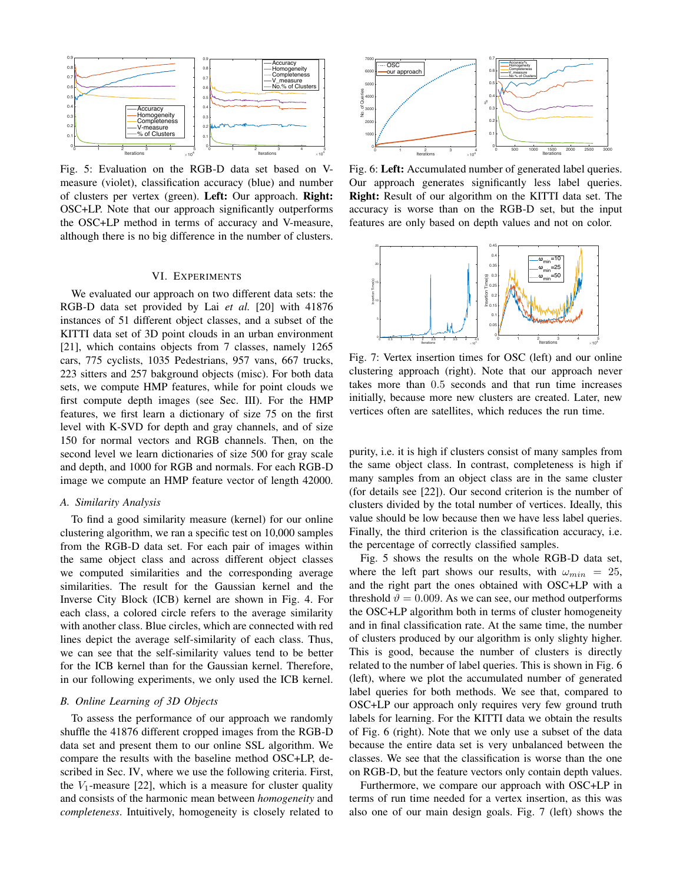Fig. 5: Evaluation on the RGB-D data set based on V-measure (violet), classification accuracy (blue) and number of clusters per vertex (green). **Left:** Our approach. **Right:** OSC+LP. Note that our approach significantly outperforms the OSC+LP method in terms of accuracy and V-measure, although there is no big difference in the number of clusters.

Fig. 6: **Left:** Accumulated number of generated label queries. Our approach generates significantly less label queries. **Right:** Result of our algorithm on the KITTI data set. The accuracy is worse than on the RGB-D set, but the input features are only based on depth values and not on color.

Fig. 7: Vertex insertion times for OSC (left) and our online clustering approach (right). Note that our approach never takes more than 0.5 seconds and that run time increases initially, because more new clusters are created. Later, new vertices often are satellites, which reduces the run time.

## VI. Experiments

We evaluated our approach on two different data sets: the RGB-D data set provided by Lai *et al.* [20] with 41876 instances of 51 different object classes, and a subset of the KITTI data set of 3D point clouds in an urban environment [21], which contains objects from 7 classes, namely 1265 cars, 775 cyclists, 1035 Pedestrians, 957 vans, 667 trucks, 223 sitters and 257 bakground objects (misc). For both data sets, we compute HMP features, while for point clouds we first compute depth images (see Sec. III). For the HMP features, we first learn a dictionary of size 75 on the first level with K-SVD for depth and gray channels, and of size 150 for normal vectors and RGB channels. Then, on the second level we learn dictionaries of size 500 for gray scale and depth, and 1000 for RGB and normals. For each RGB-D image we compute an HMP feature vector of length 42000.

### A. Similarity Analysis

To find a good similarity measure (kernel) for our online clustering algorithm, we ran a specific test on 10,000 samples from the RGB-D data set. For each pair of images within the same object class and across different object classes we computed similarities and the corresponding average similarities. The result for the Gaussian kernel and the Inverse City Block (ICB) kernel are shown in Fig. 4. For each class, a colored circle refers to the average similarity with another class. Blue circles, which are connected with red lines depict the average self-similarity of each class. Thus, we can see that the self-similarity values tend to be better for the ICB kernel than for the Gaussian kernel. Therefore, in our following experiments, we only used the ICB kernel.

### B. Online Learning of 3D Objects

To assess the performance of our approach we randomly shuffle the 41876 different cropped images from the RGB-D data set and present them to our online SSL algorithm. We compare the results with the baseline method OSC+LP, described in Sec. IV, where we use the following criteria. First, the $V_1$-measure [22], which is a measure for cluster quality and consists of the harmonic mean between *homogeneity* and *completeness*. Intuitively, homogeneity is closely related to purity, i.e. it is high if clusters consist of many samples from the same object class. In contrast, completeness is high if many samples from an object class are in the same cluster (for details see [22]). Our second criterion is the number of clusters divided by the total number of vertices. Ideally, this value should be low because then we have less label queries. Finally, the third criterion is the classification accuracy, i.e. the percentage of correctly classified samples.

Fig. 5 shows the results on the whole RGB-D data set, where the left part shows our results, with $\omega_{min} = 25$, and the right part the ones obtained with OSC+LP with a threshold $\vartheta = 0.009$. As we can see, our method outperforms the OSC+LP algorithm both in terms of cluster homogeneity and in final classification rate. At the same time, the number of clusters produced by our algorithm is only slighty higher. This is good, because the number of clusters is directly related to the number of label queries. This is shown in Fig. 6 (left), where we plot the accumulated number of generated label queries for both methods. We see that, compared to OSC+LP our approach only requires very few ground truth labels for learning. For the KITTI data we obtain the results of Fig. 6 (right). Note that we only use a subset of the data because the entire data set is very unbalanced between the classes. We see that the classification is worse than the one on RGB-D, but the feature vectors only contain depth values.

Furthermore, we compare our approach with OSC+LP in terms of run time needed for a vertex insertion, as this was also one of our main design goals. Fig. 7 (left) shows the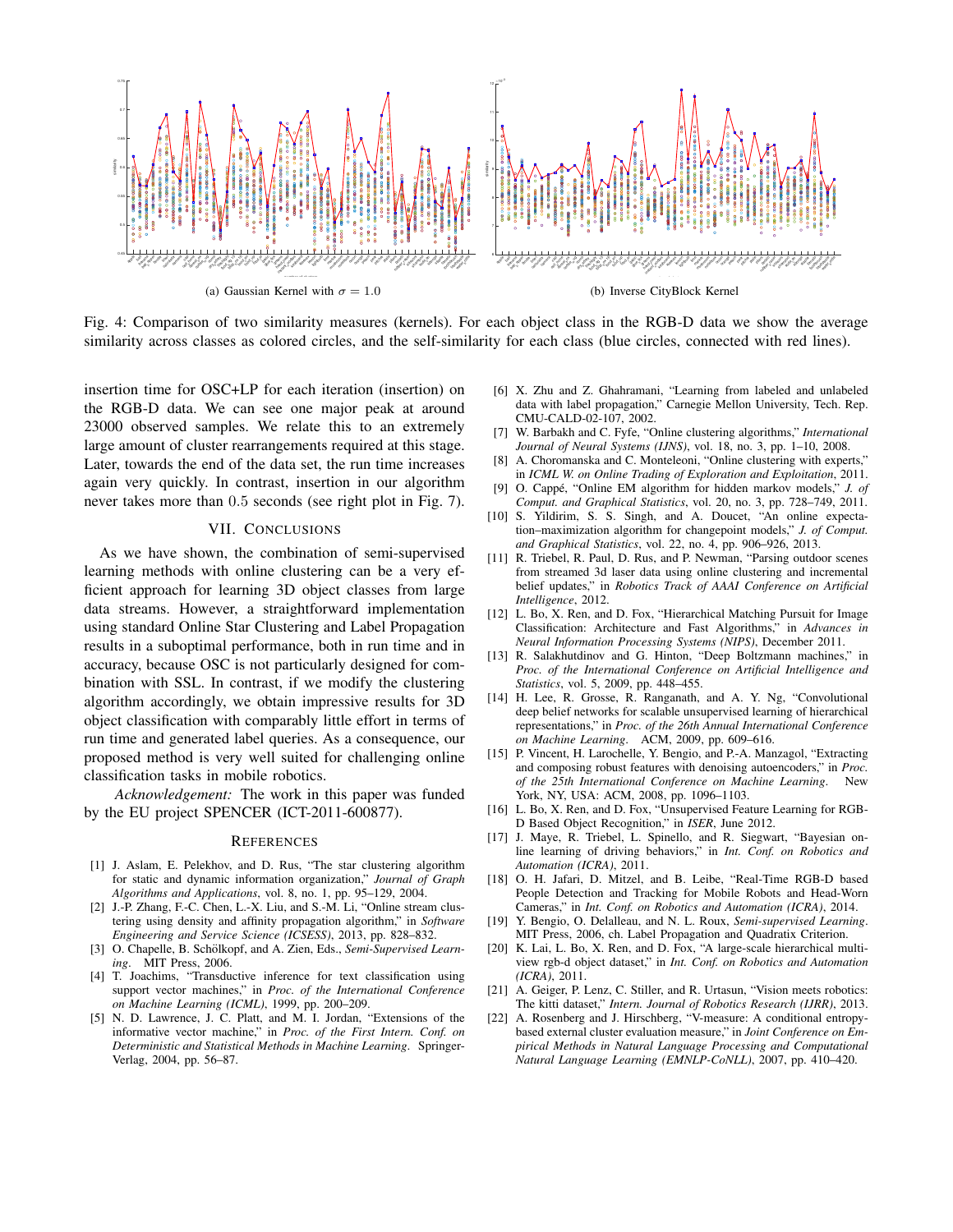(a) Gaussian Kernel with $\sigma = 1.0$

(b) Inverse CityBlock Kernel

Fig. 4: Comparison of two similarity measures (kernels). For each object class in the RGB-D data we show the average similarity across classes as colored circles, and the self-similarity for each class (blue circles, connected with red lines).

insertion time for OSC+LP for each iteration (insertion) on the RGB-D data. We can see one major peak at around 23000 observed samples. We relate this to an extremely large amount of cluster rearrangements required at this stage. Later, towards the end of the data set, the run time increases again very quickly. In contrast, insertion in our algorithm never takes more than 0.5 seconds (see right plot in Fig. 7).

## VII. Conclusions

As we have shown, the combination of semi-supervised learning methods with online clustering can be a very efficient approach for learning 3D object classes from large data streams. However, a straightforward implementation using standard Online Star Clustering and Label Propagation results in a suboptimal performance, both in run time and in accuracy, because OSC is not particularly designed for combination with SSL. In contrast, if we modify the clustering algorithm accordingly, we obtain impressive results for 3D object classification with comparably little effort in terms of run time and generated label queries. As a consequence, our proposed method is very well suited for challenging online classification tasks in mobile robotics.

*Acknowledgement:* The work in this paper was funded by the EU project SPENCER (ICT-2011-600877).

## References

[1] J. Aslam, E. Pelekhov, and D. Rus, "The star clustering algorithm for static and dynamic information organization," *Journal of Graph Algorithms and Applications*, vol. 8, no. 1, pp. 95–129, 2004.

[2] J.-P. Zhang, F.-C. Chen, L.-X. Liu, and S.-M. Li, "Online stream clustering using density and affinity propagation algorithm," in *Software Engineering and Service Science (ICSESS)*, 2013, pp. 828–832.

[3] O. Chapelle, B. Schölkopf, and A. Zien, Eds., *Semi-Supervised Learning*. MIT Press, 2006.

[4] T. Joachims, "Transductive inference for text classification using support vector machines," in *Proc. of the International Conference on Machine Learning (ICML)*, 1999, pp. 200–209.

[5] N. D. Lawrence, J. C. Platt, and M. I. Jordan, "Extensions of the informative vector machine," in *Proc. of the First Intern. Conf. on Deterministic and Statistical Methods in Machine Learning*. Springer-Verlag, 2004, pp. 56–87.

[6] X. Zhu and Z. Ghahramani, "Learning from labeled and unlabeled data with label propagation," Carnegie Mellon University, Tech. Rep. CMU-CALD-02-107, 2002.

[7] W. Barbakh and C. Fyfe, "Online clustering algorithms," *International Journal of Neural Systems (IJNS)*, vol. 18, no. 3, pp. 1–10, 2008.

[8] A. Choromanska and C. Monteleoni, "Online clustering with experts," in *ICML W. on Online Trading of Exploration and Exploitation*, 2011.

[9] O. Cappé, "Online EM algorithm for hidden markov models," *J. of Comput. and Graphical Statistics*, vol. 20, no. 3, pp. 728–749, 2011.

[10] S. Yildirim, S. S. Singh, and A. Doucet, "An online expectation–maximization algorithm for changepoint models," *J. of Comput. and Graphical Statistics*, vol. 22, no. 4, pp. 906–926, 2013.

[11] R. Triebel, R. Paul, D. Rus, and P. Newman, "Parsing outdoor scenes from streamed 3d laser data using online clustering and incremental belief updates," in *Robotics Track of AAAI Conference on Artificial Intelligence*, 2012.

[12] L. Bo, X. Ren, and D. Fox, "Hierarchical Matching Pursuit for Image Classification: Architecture and Fast Algorithms," in *Advances in Neural Information Processing Systems (NIPS)*, December 2011.

[13] R. Salakhutdinov and G. Hinton, "Deep Boltzmann machines," in *Proc. of the International Conference on Artificial Intelligence and Statistics*, vol. 5, 2009, pp. 448–455.

[14] H. Lee, R. Grosse, R. Ranganath, and A. Y. Ng, "Convolutional deep belief networks for scalable unsupervised learning of hierarchical representations," in *Proc. of the 26th Annual International Conference on Machine Learning*. ACM, 2009, pp. 609–616.

[15] P. Vincent, H. Larochelle, Y. Bengio, and P.-A. Manzagol, "Extracting and composing robust features with denoising autoencoders," in *Proc. of the 25th International Conference on Machine Learning*. New York, NY, USA: ACM, 2008, pp. 1096–1103.

[16] L. Bo, X. Ren, and D. Fox, "Unsupervised Feature Learning for RGB-D Based Object Recognition," in *ISER*, June 2012.

[17] J. Maye, R. Triebel, L. Spinello, and R. Siegwart, "Bayesian online learning of driving behaviors," in *Int. Conf. on Robotics and Automation (ICRA)*, 2011.

[18] O. H. Jafari, D. Mitzel, and B. Leibe, "Real-Time RGB-D based People Detection and Tracking for Mobile Robots and Head-Worn Cameras," in *Int. Conf. on Robotics and Automation (ICRA)*, 2014.

[19] Y. Bengio, O. Delalleau, and N. L. Roux, *Semi-supervised Learning*. MIT Press, 2006, ch. Label Propagation and Quadratix Criterion.

[20] K. Lai, L. Bo, X. Ren, and D. Fox, "A large-scale hierarchical multi-view rgb-d object dataset," in *Int. Conf. on Robotics and Automation (ICRA)*, 2011.

[21] A. Geiger, P. Lenz, C. Stiller, and R. Urtasun, "Vision meets robotics: The kitti dataset," *Intern. Journal of Robotics Research (IJRR)*, 2013.

[22] A. Rosenberg and J. Hirschberg, "V-measure: A conditional entropy-based external cluster evaluation measure," in *Joint Conference on Empirical Methods in Natural Language Processing and Computational Natural Language Learning (EMNLP-CoNLL)*, 2007, pp. 410–420.